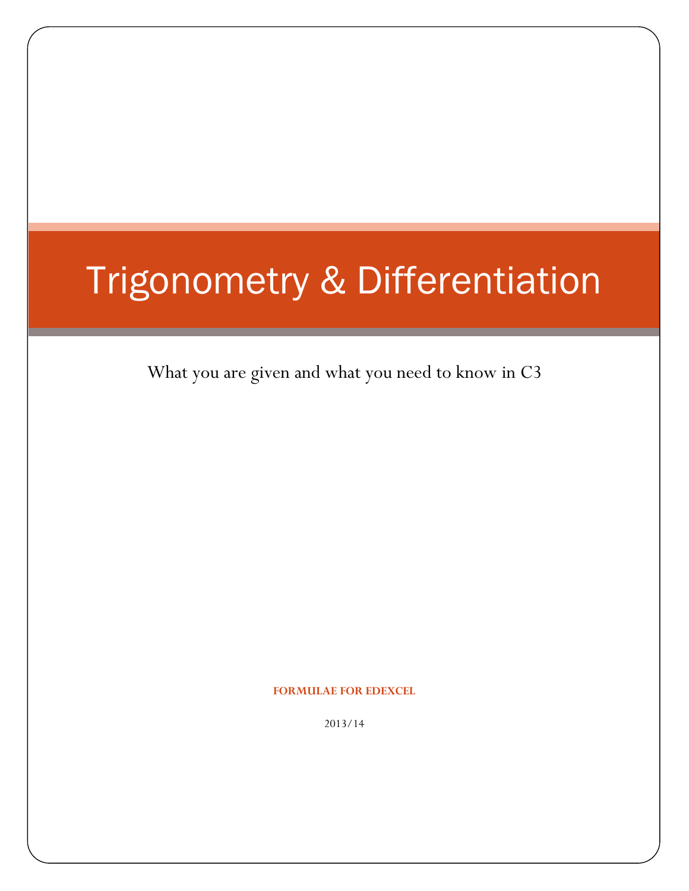# Trigonometry & Differentiation

What you are given and what you need to know in C3

**FORMULAE FOR EDEXCEL**

2013/14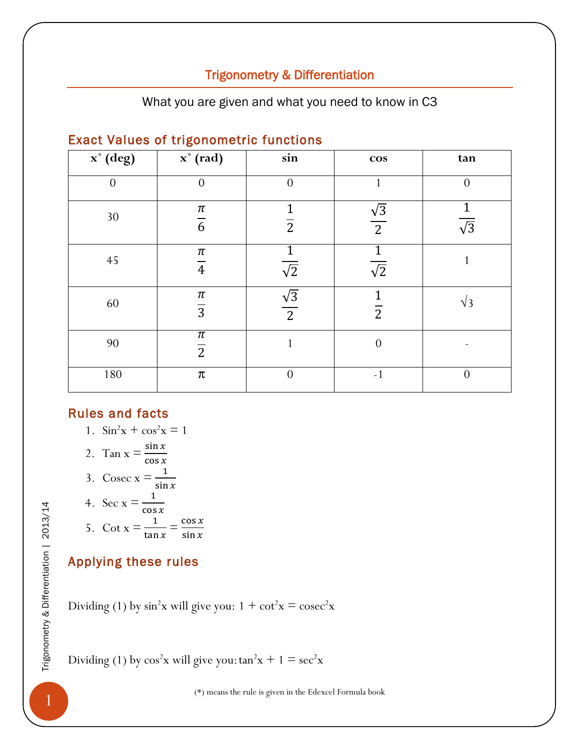## Trigonometry & Differentiation

What you are given and what you need to know in C3

### Exact Values of trigonometric functions

| x° (deg) | x° (rad) | sin | cos | tan |
|---|---|---|---|---|
| 0 | 0 | 0 | 1 | 0 |
| 30 | $\frac{\pi}{6}$ | $\frac{1}{2}$ | $\frac{\sqrt{3}}{2}$ | $\frac{1}{\sqrt{3}}$ |
| 45 | $\frac{\pi}{4}$ | $\frac{1}{\sqrt{2}}$ | $\frac{1}{\sqrt{2}}$ | 1 |
| 60 | $\frac{\pi}{3}$ | $\frac{\sqrt{3}}{2}$ | $\frac{1}{2}$ | $\sqrt{3}$ |
| 90 | $\frac{\pi}{2}$ | 1 | 0 | - |
| 180 | $\pi$ | 0 | -1 | 0 |

### Rules and facts

1. $\text{Sin}^2 x + \cos^2 x = 1$
2. $\text{Tan } x = \frac{\sin x}{\cos x}$
3. $\text{Cosec } x = \frac{1}{\sin x}$
4. $\text{Sec } x = \frac{1}{\cos x}$
5. $\text{Cot } x = \frac{1}{\tan x} = \frac{\cos x}{\sin x}$

### Applying these rules

Dividing (1) by $\sin^2 x$ will give you: $1 + \cot^2 x = \text{cosec}^2 x$

Dividing (1) by $\cos^2 x$ will give you: $\tan^2 x + 1 = \sec^2 x$

(*) means the rule is given in the Edexcel Formula book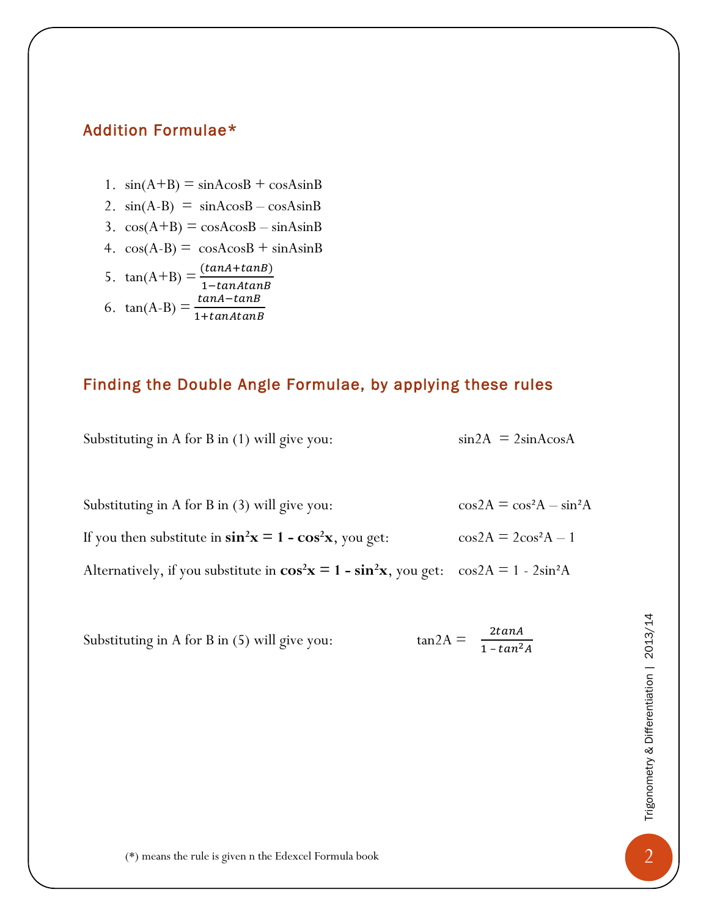## Addition Formulae*

1. $\sin(A+B) = \sin A\cos B + \cos A\sin B$
2. $\sin(A-B) = \sin A\cos B - \cos A\sin B$
3. $\cos(A+B) = \cos A\cos B - \sin A\sin B$
4. $\cos(A-B) = \cos A\cos B + \sin A\sin B$
5. $\tan(A+B) = \frac{(\tan A + \tan B)}{1 - \tan A\tan B}$
6. $\tan(A-B) = \frac{\tan A - \tan B}{1 + \tan A\tan B}$

## Finding the Double Angle Formulae, by applying these rules

Substituting in A for B in (1) will give you: $\sin 2A = 2\sin A\cos A$

Substituting in A for B in (3) will give you: $\cos 2A = \cos^2 A - \sin^2 A$

If you then substitute in $\mathbf{\sin^2 x = 1 - \cos^2 x}$, you get: $\cos 2A = 2\cos^2 A - 1$

Alternatively, if you substitute in $\mathbf{\cos^2 x = 1 - \sin^2 x}$, you get: $\cos 2A = 1 - 2\sin^2 A$

Substituting in A for B in (5) will give you: $\tan 2A = \frac{2\tan A}{1 - \tan^2 A}$

(*) means the rule is given n the Edexcel Formula book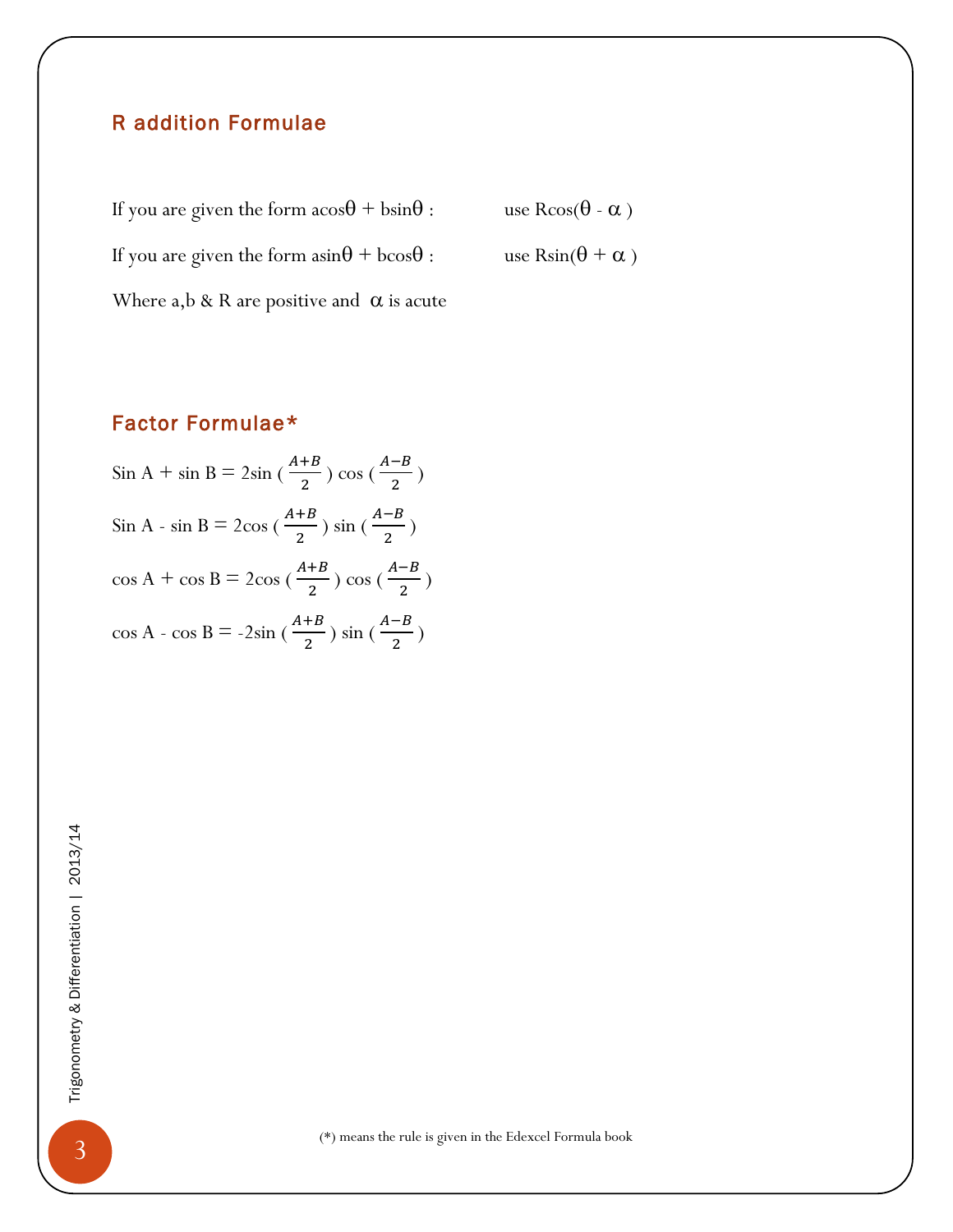## R addition Formulae

If you are given the form $a\cos\theta + b\sin\theta$ : use $R\cos(\theta - \alpha)$

If you are given the form $a\sin\theta + b\cos\theta$ : use $R\sin(\theta + \alpha)$

Where a,b & R are positive and $\alpha$ is acute

## Factor Formulae*

$\sin A + \sin B = 2\sin\left(\frac{A+B}{2}\right)\cos\left(\frac{A-B}{2}\right)$

$\sin A - \sin B = 2\cos\left(\frac{A+B}{2}\right)\sin\left(\frac{A-B}{2}\right)$

$\cos A + \cos B = 2\cos\left(\frac{A+B}{2}\right)\cos\left(\frac{A-B}{2}\right)$

$\cos A - \cos B = -2\sin\left(\frac{A+B}{2}\right)\sin\left(\frac{A-B}{2}\right)$

(*) means the rule is given in the Edexcel Formula book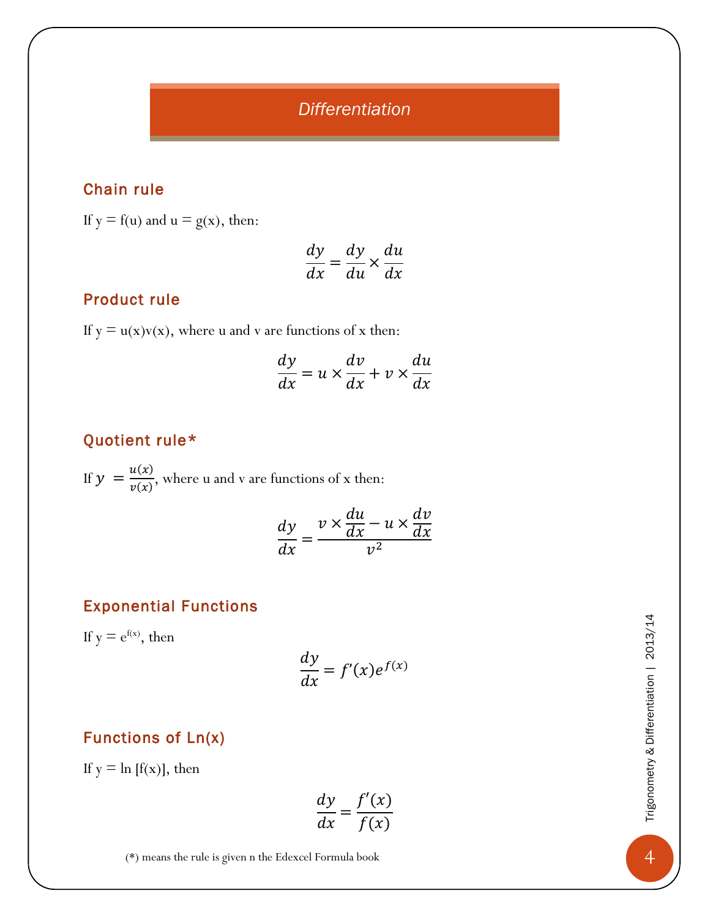# Differentiation

### Chain rule

If y = f(u) and u = g(x), then:

$$\frac{dy}{dx} = \frac{dy}{du} \times \frac{du}{dx}$$

### Product rule

If y = u(x)v(x), where u and v are functions of x then:

$$\frac{dy}{dx} = u \times \frac{dv}{dx} + v \times \frac{du}{dx}$$

### Quotient rule*

If $y = \frac{u(x)}{v(x)}$, where u and v are functions of x then:

$$\frac{dy}{dx} = \frac{v \times \frac{du}{dx} - u \times \frac{dv}{dx}}{v^2}$$

### Exponential Functions

If $y = e^{f(x)}$, then

$$\frac{dy}{dx} = f'(x)e^{f(x)}$$

### Functions of Ln(x)

If y = ln [f(x)], then

$$\frac{dy}{dx} = \frac{f'(x)}{f(x)}$$

(*) means the rule is given n the Edexcel Formula book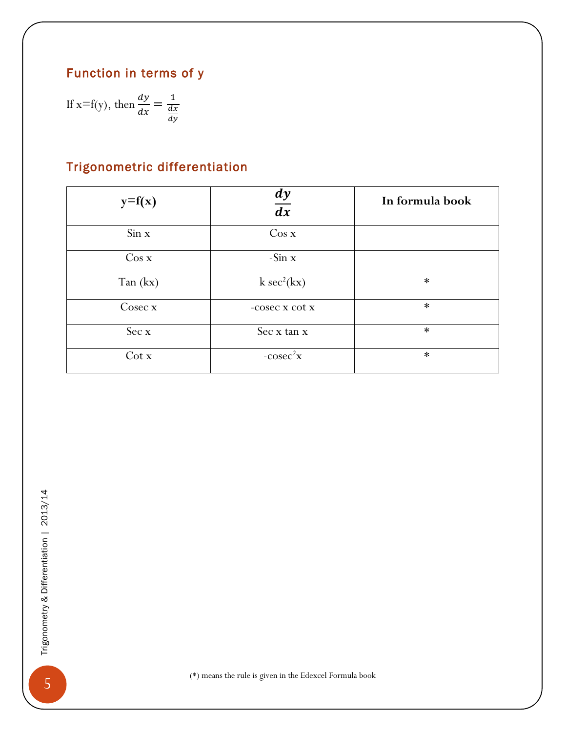## Function in terms of y

If x=f(y), then $\frac{dy}{dx} = \frac{1}{\frac{dx}{dy}}$

## Trigonometric differentiation

| **y=f(x)** | $\frac{dy}{dx}$ | **In formula book** |
|---|---|---|
| Sin x | Cos x | |
| Cos x | -Sin x | |
| Tan (kx) | k $\sec^2$(kx) | * |
| Cosec x | -cosec x cot x | * |
| Sec x | Sec x tan x | * |
| Cot x | -$\text{cosec}^2$x | * |

(*) means the rule is given in the Edexcel Formula book